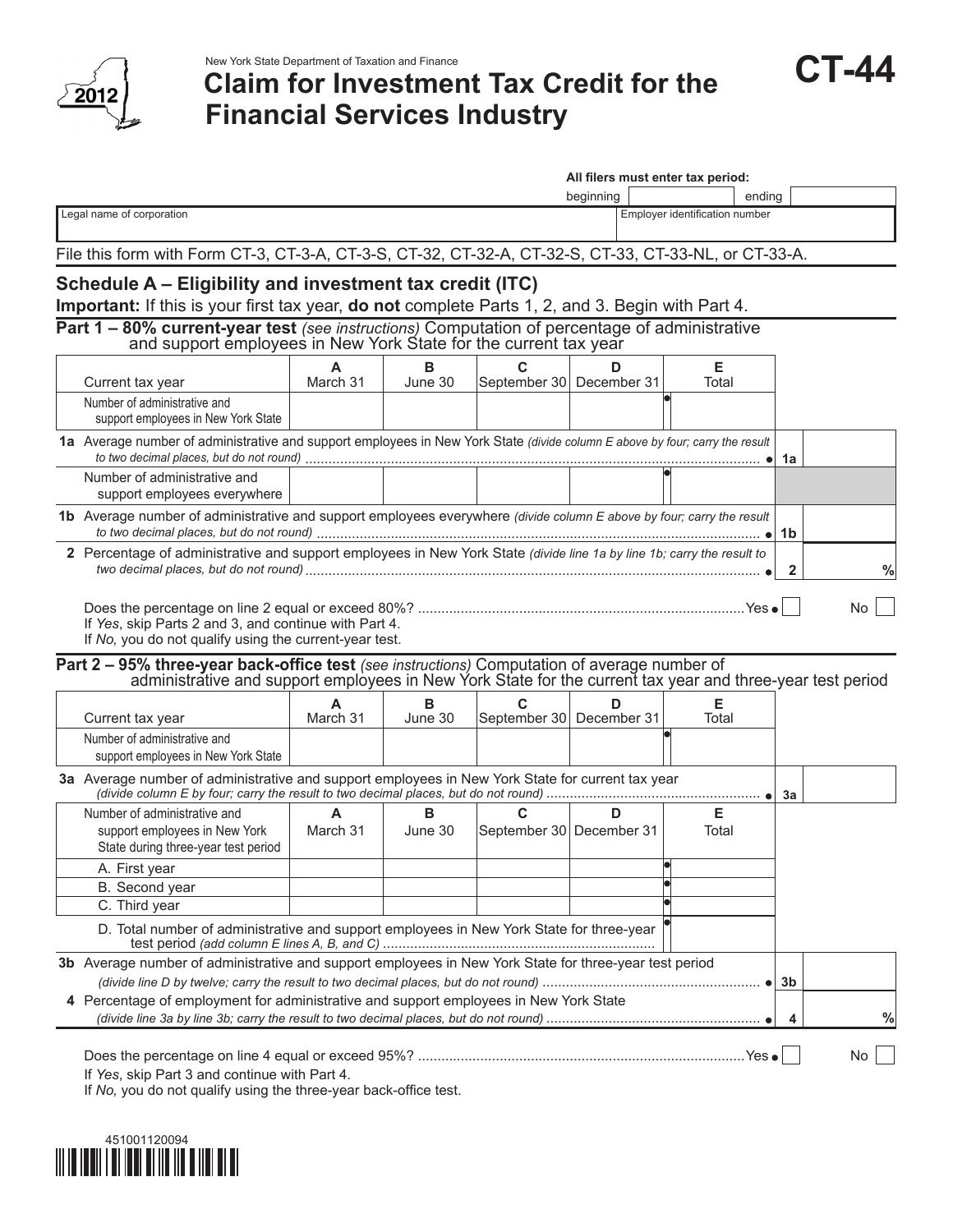New York State Department of Taxation and Finance

2012

# Claim for Investment Tax Credit for the Financial Services Industry

**CT-44**

All filers must enter tax period: beginning ______ ending ______

| Legal name of corporation | Employer identification number |
|---|---|
| | |

File this form with Form CT-3, CT-3-A, CT-3-S, CT-32, CT-32-A, CT-32-S, CT-33, CT-33-NL, or CT-33-A.

## Schedule A – Eligibility and investment tax credit (ITC)

**Important:** If this is your first tax year, **do not** complete Parts 1, 2, and 3. Begin with Part 4.

### Part 1 – 80% current-year test *(see instructions)* Computation of percentage of administrative and support employees in New York State for the current tax year

| Current tax year | A March 31 | B June 30 | C September 30 | D December 31 | E Total |
|---|---|---|---|---|---|
| Number of administrative and support employees in New York State | | | | | |

**1a** Average number of administrative and support employees in New York State *(divide column E above by four; carry the result to two decimal places, but do not round)* .......... **1a** ______

| | A March 31 | B June 30 | C September 30 | D December 31 | E Total |
|---|---|---|---|---|---|
| Number of administrative and support employees everywhere | | | | | |

**1b** Average number of administrative and support employees everywhere *(divide column E above by four; carry the result to two decimal places, but do not round)* .......... **1b** ______

**2** Percentage of administrative and support employees in New York State *(divide line 1a by line 1b; carry the result to two decimal places, but do not round)* .......... **2** ______ %

Does the percentage on line 2 equal or exceed 80%? .......... Yes ☐ No ☐

If *Yes*, skip Parts 2 and 3, and continue with Part 4.
If *No,* you do not qualify using the current-year test.

### Part 2 – 95% three-year back-office test *(see instructions)* Computation of average number of administrative and support employees in New York State for the current tax year and three-year test period

| Current tax year | A March 31 | B June 30 | C September 30 | D December 31 | E Total |
|---|---|---|---|---|---|
| Number of administrative and support employees in New York State | | | | | |

**3a** Average number of administrative and support employees in New York State for current tax year *(divide column E by four; carry the result to two decimal places, but do not round)* .......... **3a** ______

| Number of administrative and support employees in New York State during three-year test period | A March 31 | B June 30 | C September 30 | D December 31 | E Total |
|---|---|---|---|---|---|
| A. First year | | | | | |
| B. Second year | | | | | |
| C. Third year | | | | | |
| D. Total number of administrative and support employees in New York State for three-year test period *(add column E lines A, B, and C)* | | | | | |

**3b** Average number of administrative and support employees in New York State for three-year test period *(divide line D by twelve; carry the result to two decimal places, but do not round)* .......... **3b** ______

**4** Percentage of employment for administrative and support employees in New York State *(divide line 3a by line 3b; carry the result to two decimal places, but do not round)* .......... **4** ______ %

Does the percentage on line 4 equal or exceed 95%? .......... Yes ☐ No ☐

If *Yes*, skip Part 3 and continue with Part 4.
If *No,* you do not qualify using the three-year back-office test.

451001120094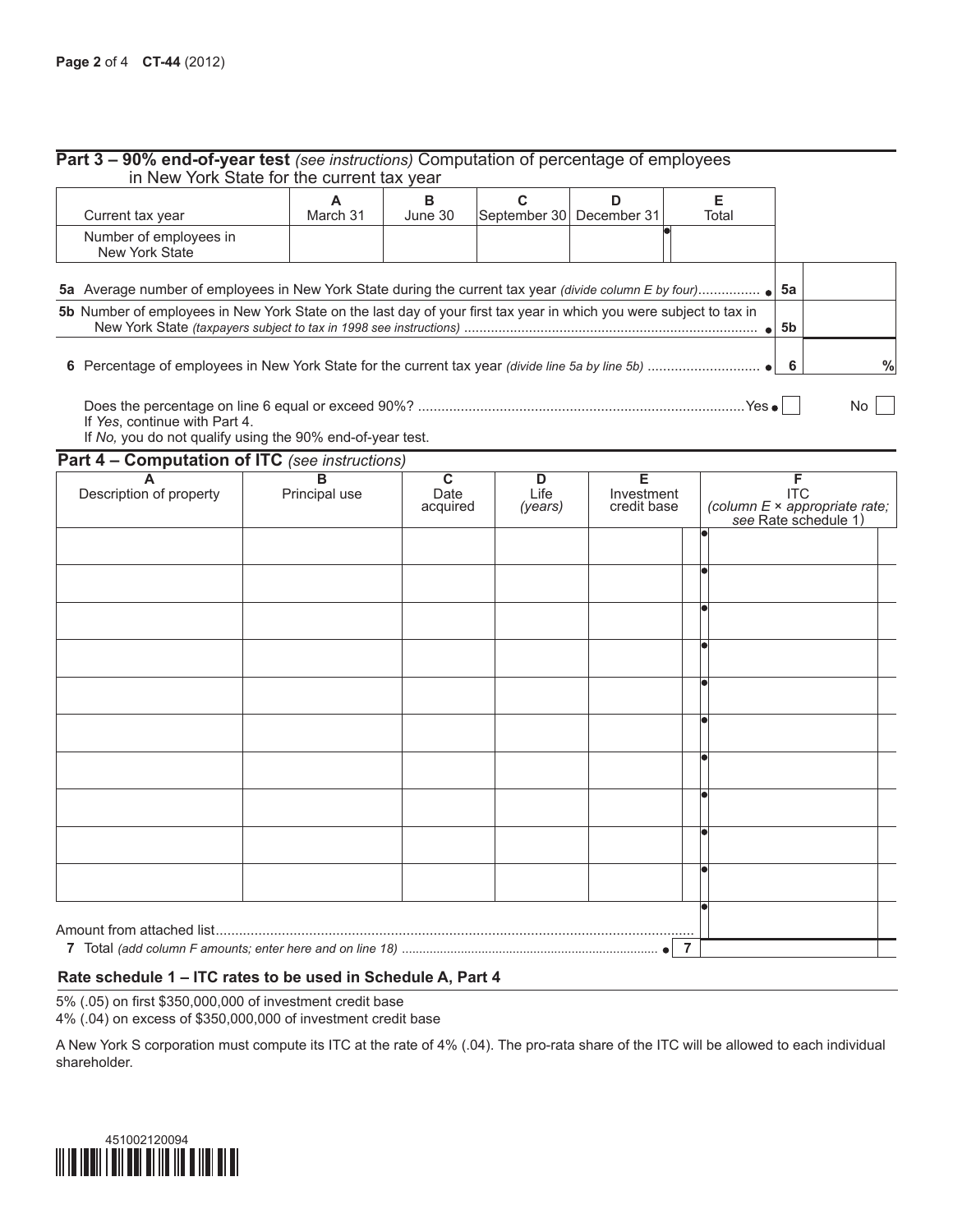## Part 3 – 90% end-of-year test *(see instructions)* Computation of percentage of employees in New York State for the current tax year

| Current tax year | A March 31 | B June 30 | C September 30 | D December 31 | E Total |
|---|---|---|---|---|---|
| Number of employees in New York State | | | | | |

**5a** Average number of employees in New York State during the current tax year *(divide column E by four)* ................ **5a**

**5b** Number of employees in New York State on the last day of your first tax year in which you were subject to tax in New York State *(taxpayers subject to tax in 1998 see instructions)* ................ **5b**

**6** Percentage of employees in New York State for the current tax year *(divide line 5a by line 5b)* ................ **6** %

Does the percentage on line 6 equal or exceed 90%? ................ Yes ☐ No ☐

If *Yes*, continue with Part 4.

If *No,* you do not qualify using the 90% end-of-year test.

## Part 4 – Computation of ITC *(see instructions)*

| A Description of property | B Principal use | C Date acquired | D Life *(years)* | E Investment credit base | F ITC *(column E × appropriate rate; see* Rate schedule 1) |
|---|---|---|---|---|---|
| | | | | | |
| | | | | | |
| | | | | | |
| | | | | | |
| | | | | | |
| | | | | | |
| | | | | | |
| | | | | | |
| | | | | | |
| | | | | | |
| Amount from attached list | | | | | |
| **7** Total *(add column F amounts; enter here and on line 18)* | | | | **7** | |

### Rate schedule 1 – ITC rates to be used in Schedule A, Part 4

5% (.05) on first $350,000,000 of investment credit base

4% (.04) on excess of $350,000,000 of investment credit base

A New York S corporation must compute its ITC at the rate of 4% (.04). The pro-rata share of the ITC will be allowed to each individual shareholder.

451002120094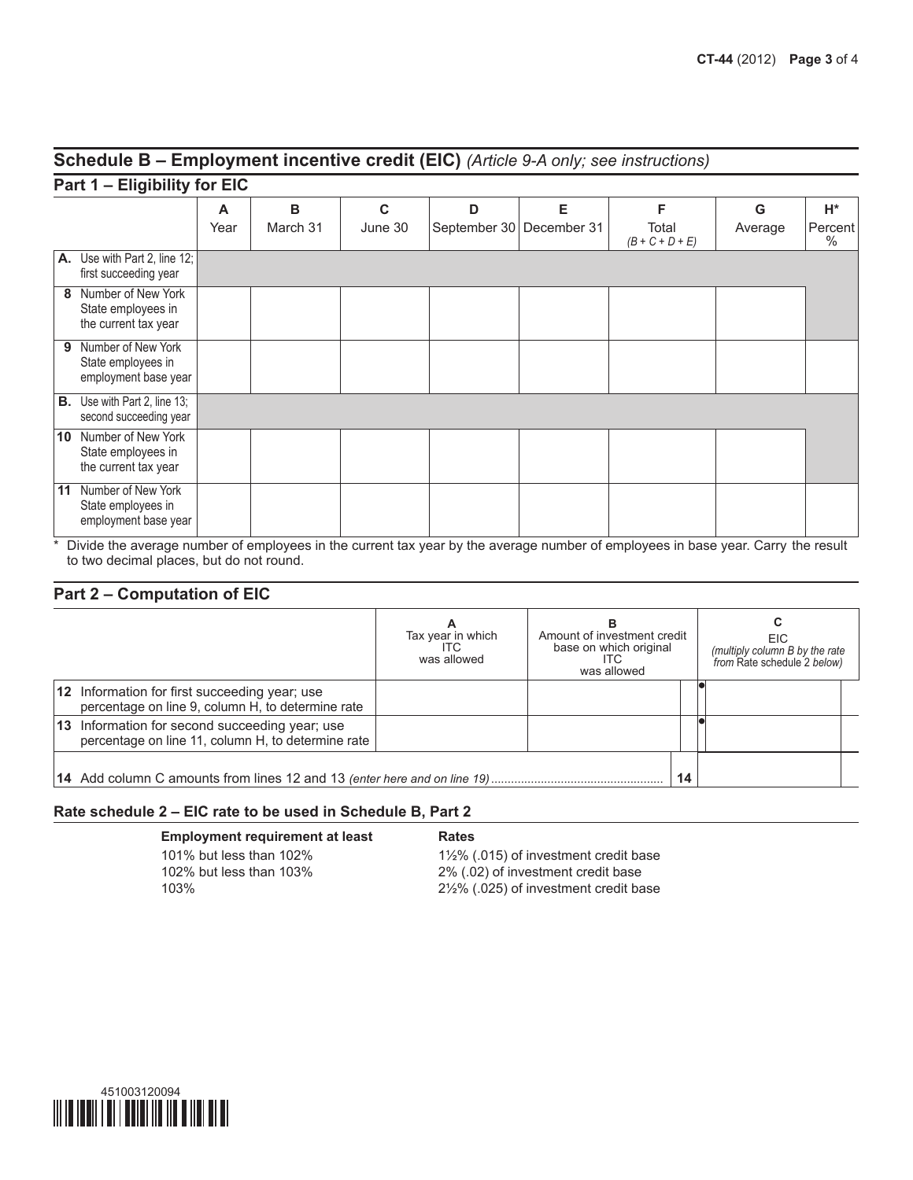## Schedule B – Employment incentive credit (EIC) *(Article 9-A only; see instructions)*

### Part 1 – Eligibility for EIC

| | A Year | B March 31 | C June 30 | D September 30 | E December 31 | F Total *(B + C + D + E)* | G Average | H* Percent % |
|---|---|---|---|---|---|---|---|---|
| **A.** Use with Part 2, line 12; first succeeding year | | | | | | | | |
| **8** Number of New York State employees in the current tax year | | | | | | | | |
| **9** Number of New York State employees in employment base year | | | | | | | | |
| **B.** Use with Part 2, line 13; second succeeding year | | | | | | | | |
| **10** Number of New York State employees in the current tax year | | | | | | | | |
| **11** Number of New York State employees in employment base year | | | | | | | | |

\* Divide the average number of employees in the current tax year by the average number of employees in base year. Carry the result to two decimal places, but do not round.

### Part 2 – Computation of EIC

| | A Tax year in which ITC was allowed | B Amount of investment credit base on which original ITC was allowed | C EIC *(multiply column B by the rate from Rate schedule 2 below)* |
|---|---|---|---|
| **12** Information for first succeeding year; use percentage on line 9, column H, to determine rate | | | |
| **13** Information for second succeeding year; use percentage on line 11, column H, to determine rate | | | |
| **14** Add column C amounts from lines 12 and 13 *(enter here and on line 19)* ... **14** | | | |

### Rate schedule 2 – EIC rate to be used in Schedule B, Part 2

| Employment requirement at least | Rates |
|---|---|
| 101% but less than 102% | 1½% (.015) of investment credit base |
| 102% but less than 103% | 2% (.02) of investment credit base |
| 103% | 2½% (.025) of investment credit base |

451003120094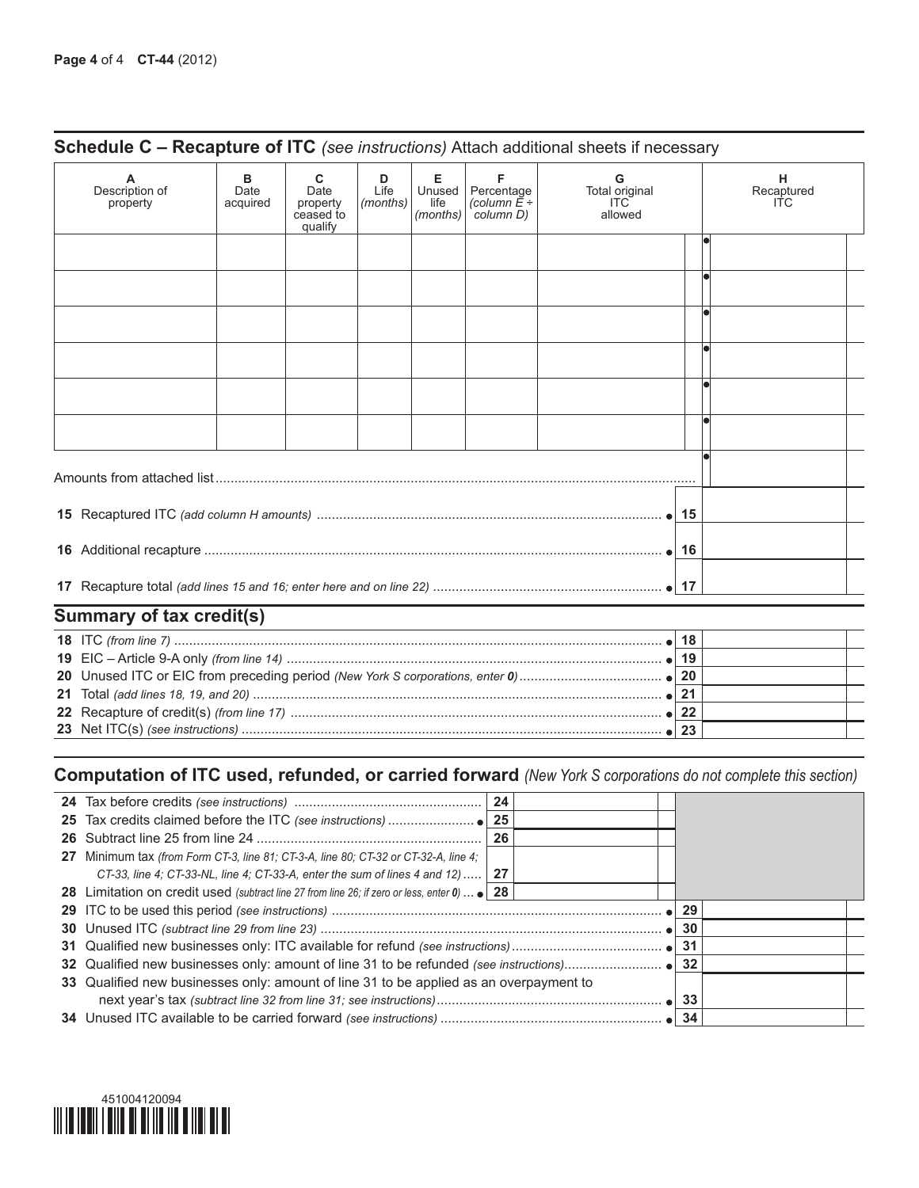## Schedule C – Recapture of ITC *(see instructions)* Attach additional sheets if necessary

| A Description of property | B Date acquired | C Date property ceased to qualify | D Life *(months)* | E Unused life *(months)* | F Percentage *(column E ÷ column D)* | G Total original ITC allowed | H Recaptured ITC |
|---|---|---|---|---|---|---|---|
| | | | | | | | |
| | | | | | | | |
| | | | | | | | |
| | | | | | | | |
| | | | | | | | |
| | | | | | | | |
| Amounts from attached list | | | | | | | |

| | | |
|---|---|---|
| **15** Recaptured ITC *(add column H amounts)* | 15 | |
| **16** Additional recapture | 16 | |
| **17** Recapture total *(add lines 15 and 16; enter here and on line 22)* | 17 | |

## Summary of tax credit(s)

| | | |
|---|---|---|
| **18** ITC *(from line 7)* | 18 | |
| **19** EIC – Article 9-A only *(from line 14)* | 19 | |
| **20** Unused ITC or EIC from preceding period *(New York S corporations, enter 0)* | 20 | |
| **21** Total *(add lines 18, 19, and 20)* | 21 | |
| **22** Recapture of credit(s) *(from line 17)* | 22 | |
| **23** Net ITC(s) *(see instructions)* | 23 | |

## Computation of ITC used, refunded, or carried forward *(New York S corporations do not complete this section)*

| | | | | |
|---|---|---|---|---|
| **24** Tax before credits *(see instructions)* | 24 | | | |
| **25** Tax credits claimed before the ITC *(see instructions)* | 25 | | | |
| **26** Subtract line 25 from line 24 | 26 | | | |
| **27** Minimum tax *(from Form CT-3, line 81; CT-3-A, line 80; CT-32 or CT-32-A, line 4; CT-33, line 4; CT-33-NL, line 4; CT-33-A, enter the sum of lines 4 and 12)* | 27 | | | |
| **28** Limitation on credit used *(subtract line 27 from line 26; if zero or less, enter 0)* | 28 | | | |
| **29** ITC to be used this period *(see instructions)* | | | 29 | |
| **30** Unused ITC *(subtract line 29 from line 23)* | | | 30 | |
| **31** Qualified new businesses only: ITC available for refund *(see instructions)* | | | 31 | |
| **32** Qualified new businesses only: amount of line 31 to be refunded *(see instructions)* | | | 32 | |
| **33** Qualified new businesses only: amount of line 31 to be applied as an overpayment to next year's tax *(subtract line 32 from line 31; see instructions)* | | | 33 | |
| **34** Unused ITC available to be carried forward *(see instructions)* | | | 34 | |

451004120094